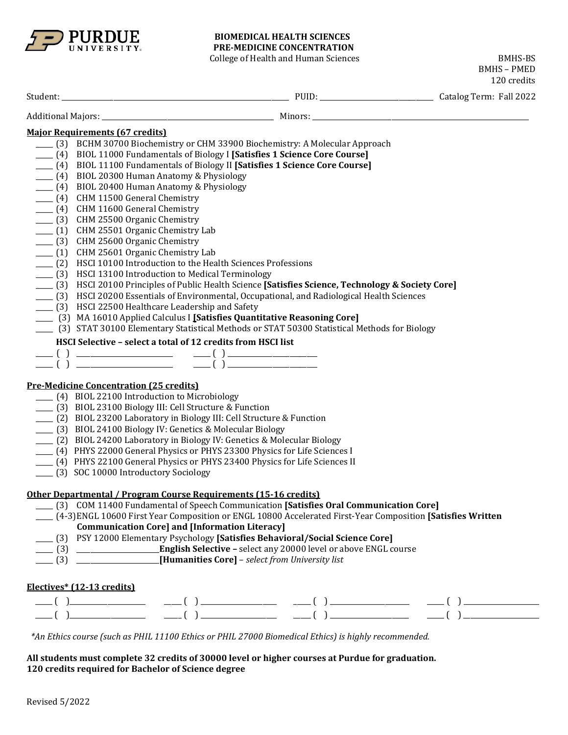**PURDUE UNIVERSITY**

# BIOMEDICAL HEALTH SCIENCES PRE-MEDICINE CONCENTRATION

College of Health and Human Sciences

BMHS-BS
BMHS – PMED
120 credits

Student: ____________________ PUID: ____________________ Catalog Term: Fall 2022

Additional Majors: ____________________ Minors: ____________________

## Major Requirements (67 credits)

- ____ (3) BCHM 30700 Biochemistry or CHM 33900 Biochemistry: A Molecular Approach
- ____ (4) BIOL 11000 Fundamentals of Biology I **[Satisfies 1 Science Core Course]**
- ____ (4) BIOL 11100 Fundamentals of Biology II **[Satisfies 1 Science Core Course]**
- ____ (4) BIOL 20300 Human Anatomy & Physiology
- ____ (4) BIOL 20400 Human Anatomy & Physiology
- ____ (4) CHM 11500 General Chemistry
- ____ (4) CHM 11600 General Chemistry
- ____ (3) CHM 25500 Organic Chemistry
- ____ (1) CHM 25501 Organic Chemistry Lab
- ____ (3) CHM 25600 Organic Chemistry
- ____ (1) CHM 25601 Organic Chemistry Lab
- ____ (2) HSCI 10100 Introduction to the Health Sciences Professions
- ____ (3) HSCI 13100 Introduction to Medical Terminology
- ____ (3) HSCI 20100 Principles of Public Health Science **[Satisfies Science, Technology & Society Core]**
- ____ (3) HSCI 20200 Essentials of Environmental, Occupational, and Radiological Health Sciences
- ____ (3) HSCI 22500 Healthcare Leadership and Safety
- ____ (3) MA 16010 Applied Calculus I **[Satisfies Quantitative Reasoning Core]**
- ____ (3) STAT 30100 Elementary Statistical Methods or STAT 50300 Statistical Methods for Biology

**HSCI Selective – select a total of 12 credits from HSCI list**

- ____ ( ) ____________________ ____ ( ) ____________________
- ____ ( ) ____________________ ____ ( ) ____________________

## Pre-Medicine Concentration (25 credits)

- ____ (4) BIOL 22100 Introduction to Microbiology
- ____ (3) BIOL 23100 Biology III: Cell Structure & Function
- ____ (2) BIOL 23200 Laboratory in Biology III: Cell Structure & Function
- ____ (3) BIOL 24100 Biology IV: Genetics & Molecular Biology
- ____ (2) BIOL 24200 Laboratory in Biology IV: Genetics & Molecular Biology
- ____ (4) PHYS 22000 General Physics or PHYS 23300 Physics for Life Sciences I
- ____ (4) PHYS 22100 General Physics or PHYS 23400 Physics for Life Sciences II
- ____ (3) SOC 10000 Introductory Sociology

## Other Departmental / Program Course Requirements (15-16 credits)

- ____ (3) COM 11400 Fundamental of Speech Communication **[Satisfies Oral Communication Core]**
- ____ (4-3) ENGL 10600 First Year Composition or ENGL 10800 Accelerated First-Year Composition **[Satisfies Written Communication Core] and [Information Literacy]**
- ____ (3) PSY 12000 Elementary Psychology **[Satisfies Behavioral/Social Science Core]**
- ____ (3) ____________________ **English Selective –** select any 20000 level or above ENGL course
- ____ (3) ____________________ **[Humanities Core]** – *select from University list*

## Electives* (12-13 credits)

- ____ ( ) ____________ ____ ( ) ____________ ____ ( ) ____________ ____ ( ) ____________
- ____ ( ) ____________ ____ ( ) ____________ ____ ( ) ____________ ____ ( ) ____________

*\*An Ethics course (such as PHIL 11100 Ethics or PHIL 27000 Biomedical Ethics) is highly recommended.*

**All students must complete 32 credits of 30000 level or higher courses at Purdue for graduation.**
**120 credits required for Bachelor of Science degree**

Revised 5/2022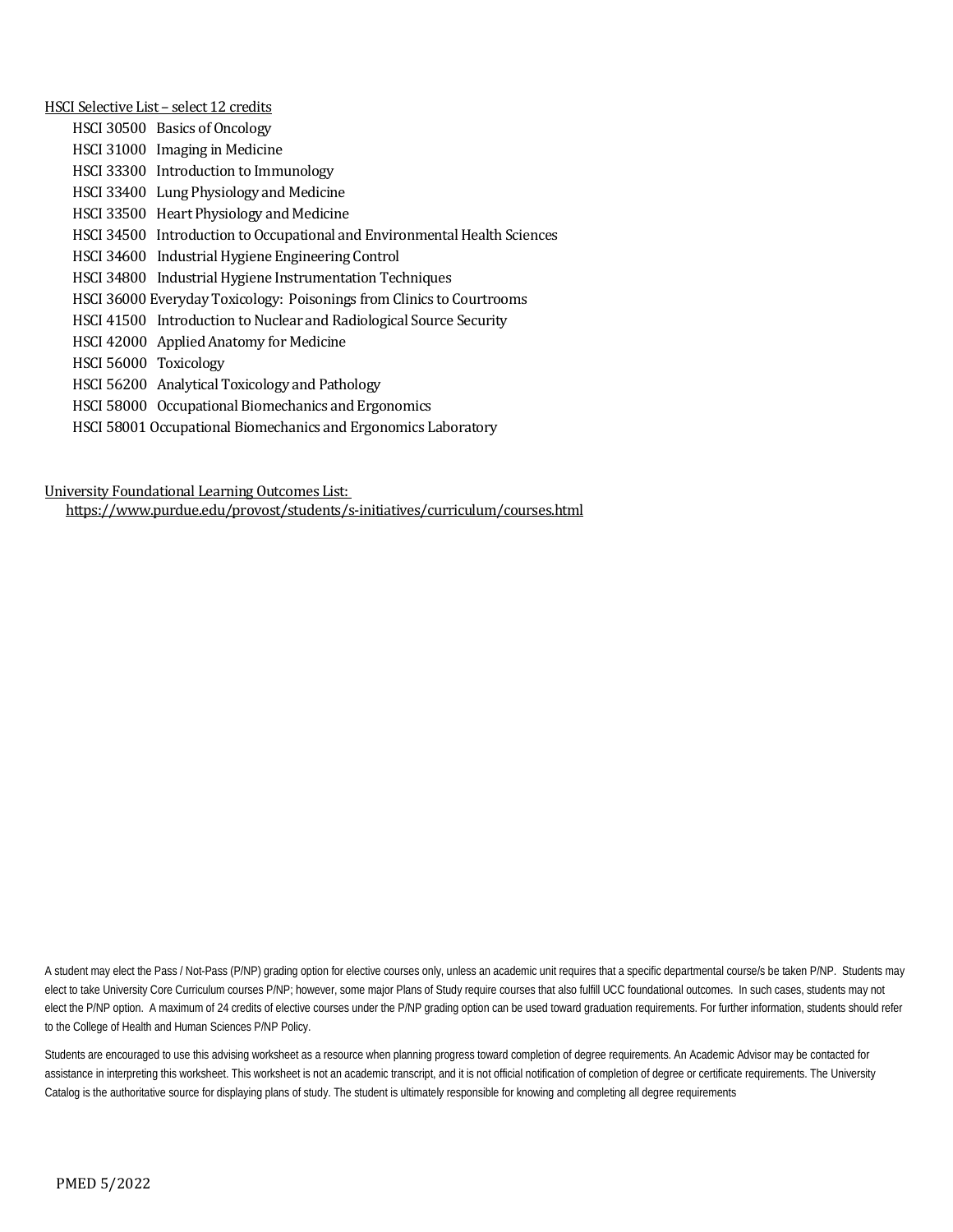HSCI Selective List – select 12 credits

- HSCI 30500 Basics of Oncology
- HSCI 31000 Imaging in Medicine
- HSCI 33300 Introduction to Immunology
- HSCI 33400 Lung Physiology and Medicine
- HSCI 33500 Heart Physiology and Medicine
- HSCI 34500 Introduction to Occupational and Environmental Health Sciences
- HSCI 34600 Industrial Hygiene Engineering Control
- HSCI 34800 Industrial Hygiene Instrumentation Techniques
- HSCI 36000 Everyday Toxicology: Poisonings from Clinics to Courtrooms
- HSCI 41500 Introduction to Nuclear and Radiological Source Security
- HSCI 42000 Applied Anatomy for Medicine
- HSCI 56000 Toxicology
- HSCI 56200 Analytical Toxicology and Pathology
- HSCI 58000 Occupational Biomechanics and Ergonomics
- HSCI 58001 Occupational Biomechanics and Ergonomics Laboratory

University Foundational Learning Outcomes List:
https://www.purdue.edu/provost/students/s-initiatives/curriculum/courses.html

A student may elect the Pass / Not-Pass (P/NP) grading option for elective courses only, unless an academic unit requires that a specific departmental course/s be taken P/NP. Students may elect to take University Core Curriculum courses P/NP; however, some major Plans of Study require courses that also fulfill UCC foundational outcomes. In such cases, students may not elect the P/NP option. A maximum of 24 credits of elective courses under the P/NP grading option can be used toward graduation requirements. For further information, students should refer to the College of Health and Human Sciences P/NP Policy.

Students are encouraged to use this advising worksheet as a resource when planning progress toward completion of degree requirements. An Academic Advisor may be contacted for assistance in interpreting this worksheet. This worksheet is not an academic transcript, and it is not official notification of completion of degree or certificate requirements. The University Catalog is the authoritative source for displaying plans of study. The student is ultimately responsible for knowing and completing all degree requirements

PMED 5/2022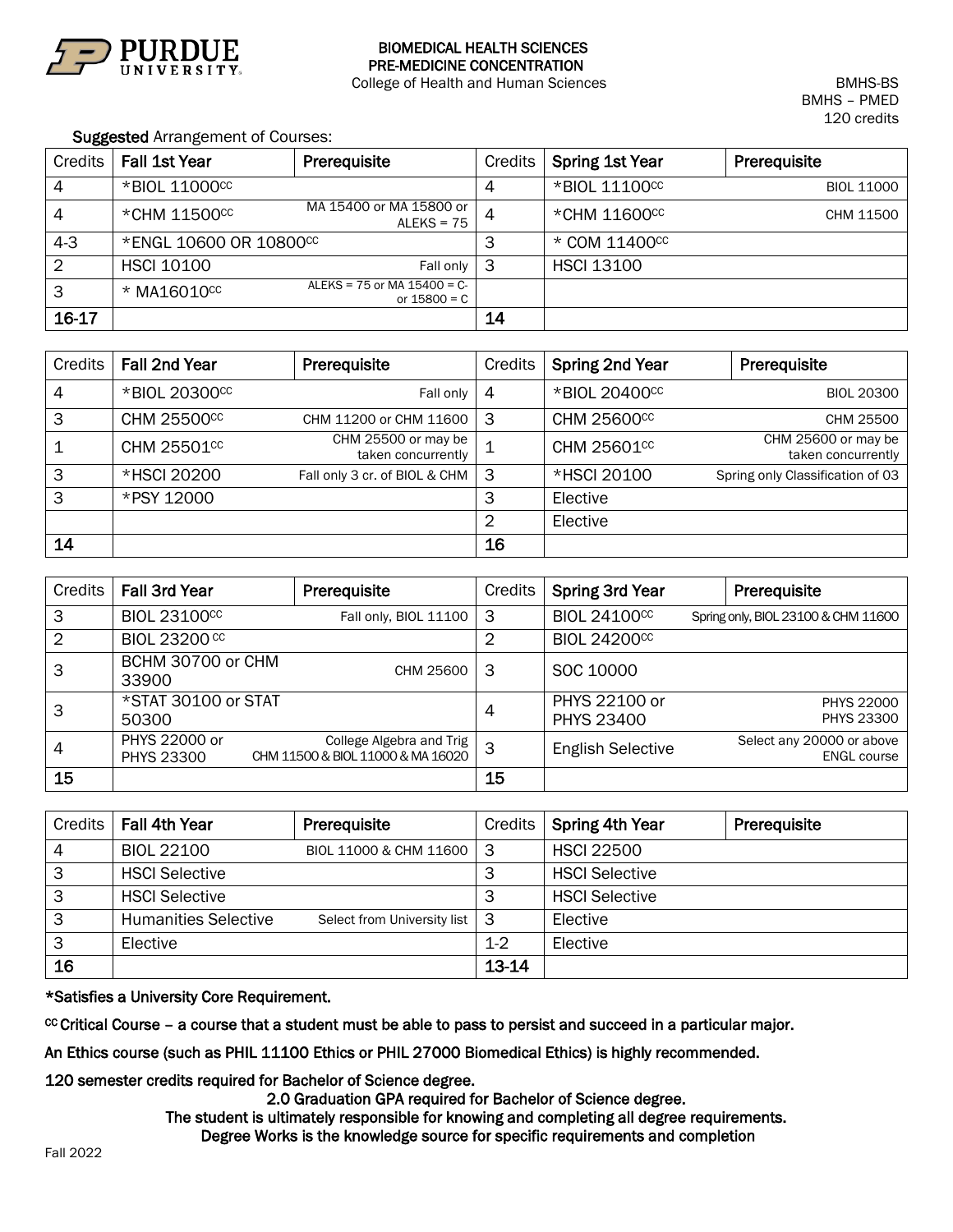**BIOMEDICAL HEALTH SCIENCES**
**PRE-MEDICINE CONCENTRATION**
College of Health and Human Sciences

BMHS-BS
BMHS – PMED
120 credits

**Suggested** Arrangement of Courses:

| Credits | Fall 1st Year | Prerequisite | Credits | Spring 1st Year | Prerequisite |
|---|---|---|---|---|---|
| 4 | *BIOL 11000CC | | 4 | *BIOL 11100CC | BIOL 11000 |
| 4 | *CHM 11500CC | MA 15400 or MA 15800 or ALEKS = 75 | 4 | *CHM 11600CC | CHM 11500 |
| 4-3 | *ENGL 10600 OR 10800CC | | 3 | * COM 11400CC | |
| 2 | HSCI 10100 | Fall only | 3 | HSCI 13100 | |
| 3 | * MA16010CC | ALEKS = 75 or MA 15400 = C- or 15800 = C | | | |
| **16-17** | | | **14** | | |

| Credits | Fall 2nd Year | Prerequisite | Credits | Spring 2nd Year | Prerequisite |
|---|---|---|---|---|---|
| 4 | *BIOL 20300CC | Fall only | 4 | *BIOL 20400CC | BIOL 20300 |
| 3 | CHM 25500CC | CHM 11200 or CHM 11600 | 3 | CHM 25600CC | CHM 25500 |
| 1 | CHM 25501CC | CHM 25500 or may be taken concurrently | 1 | CHM 25601CC | CHM 25600 or may be taken concurrently |
| 3 | *HSCI 20200 | Fall only 3 cr. of BIOL & CHM | 3 | *HSCI 20100 | Spring only Classification of 03 |
| 3 | *PSY 12000 | | 3 | Elective | |
| | | | 2 | Elective | |
| **14** | | | **16** | | |

| Credits | Fall 3rd Year | Prerequisite | Credits | Spring 3rd Year | Prerequisite |
|---|---|---|---|---|---|
| 3 | BIOL 23100CC | Fall only, BIOL 11100 | 3 | BIOL 24100CC | Spring only, BIOL 23100 & CHM 11600 |
| 2 | BIOL 23200 CC | | 2 | BIOL 24200CC | |
| 3 | BCHM 30700 or CHM 33900 | CHM 25600 | 3 | SOC 10000 | |
| 3 | *STAT 30100 or STAT 50300 | | 4 | PHYS 22100 or PHYS 23400 | PHYS 22000 PHYS 23300 |
| 4 | PHYS 22000 or PHYS 23300 | College Algebra and Trig CHM 11500 & BIOL 11000 & MA 16020 | 3 | English Selective | Select any 20000 or above ENGL course |
| **15** | | | **15** | | |

| Credits | Fall 4th Year | Prerequisite | Credits | Spring 4th Year | Prerequisite |
|---|---|---|---|---|---|
| 4 | BIOL 22100 | BIOL 11000 & CHM 11600 | 3 | HSCI 22500 | |
| 3 | HSCI Selective | | 3 | HSCI Selective | |
| 3 | HSCI Selective | | 3 | HSCI Selective | |
| 3 | Humanities Selective | Select from University list | 3 | Elective | |
| 3 | Elective | | 1-2 | Elective | |
| **16** | | | **13-14** | | |

**\*Satisfies a University Core Requirement.**

**CC Critical Course – a course that a student must be able to pass to persist and succeed in a particular major.**

**An Ethics course (such as PHIL 11100 Ethics or PHIL 27000 Biomedical Ethics) is highly recommended.**

**120 semester credits required for Bachelor of Science degree.**

**2.0 Graduation GPA required for Bachelor of Science degree.**

**The student is ultimately responsible for knowing and completing all degree requirements.**

**Degree Works is the knowledge source for specific requirements and completion**

Fall 2022